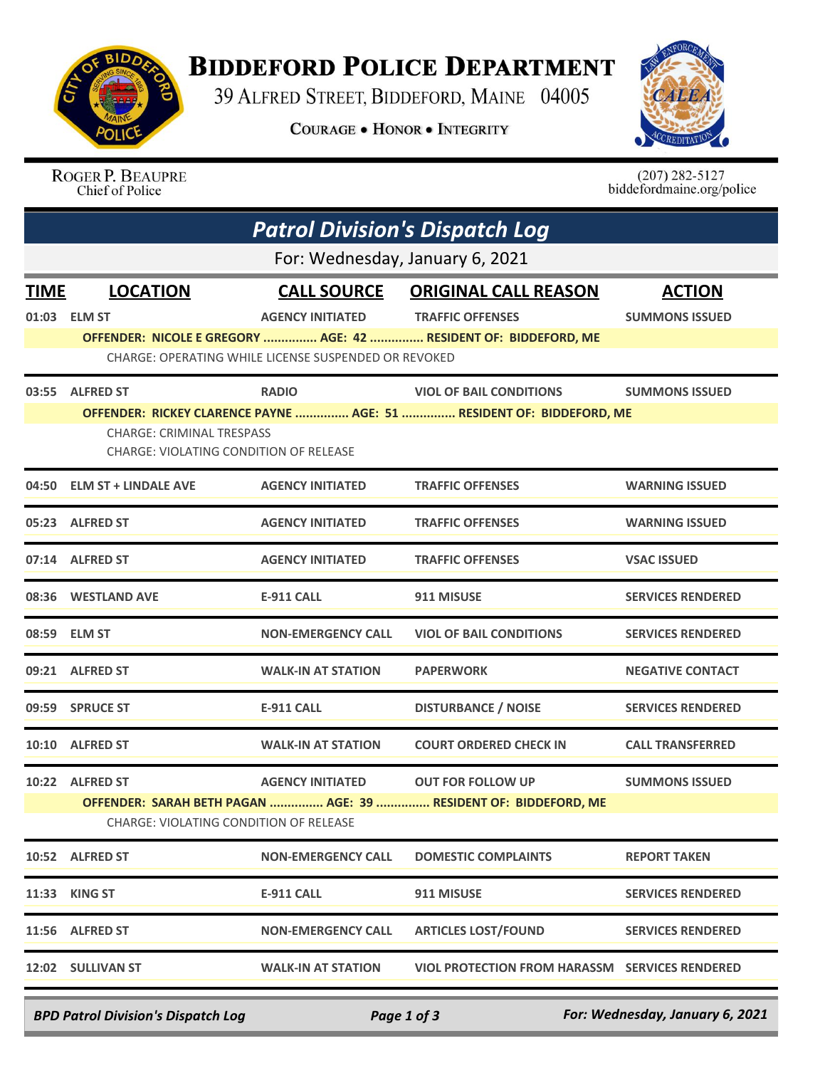# Biddeford Police Department

39 Alfred Street, Biddeford, Maine 04005

**Courage • Honor • Integrity**

Roger P. Beaupre
Chief of Police

(207) 282-5127
biddefordmaine.org/police

## *Patrol Division's Dispatch Log*

For: Wednesday, January 6, 2021

| TIME | LOCATION | CALL SOURCE | ORIGINAL CALL REASON | ACTION |
|---|---|---|---|---|
| 01:03 | ELM ST | AGENCY INITIATED | TRAFFIC OFFENSES | SUMMONS ISSUED |
| | OFFENDER: NICOLE E GREGORY ............... AGE: 42 ............... RESIDENT OF: BIDDEFORD, ME | | | |
| | CHARGE: OPERATING WHILE LICENSE SUSPENDED OR REVOKED | | | |
| 03:55 | ALFRED ST | RADIO | VIOL OF BAIL CONDITIONS | SUMMONS ISSUED |
| | OFFENDER: RICKEY CLARENCE PAYNE ............... AGE: 51 ............... RESIDENT OF: BIDDEFORD, ME | | | |
| | CHARGE: CRIMINAL TRESPASS | | | |
| | CHARGE: VIOLATING CONDITION OF RELEASE | | | |
| 04:50 | ELM ST + LINDALE AVE | AGENCY INITIATED | TRAFFIC OFFENSES | WARNING ISSUED |
| 05:23 | ALFRED ST | AGENCY INITIATED | TRAFFIC OFFENSES | WARNING ISSUED |
| 07:14 | ALFRED ST | AGENCY INITIATED | TRAFFIC OFFENSES | VSAC ISSUED |
| 08:36 | WESTLAND AVE | E-911 CALL | 911 MISUSE | SERVICES RENDERED |
| 08:59 | ELM ST | NON-EMERGENCY CALL | VIOL OF BAIL CONDITIONS | SERVICES RENDERED |
| 09:21 | ALFRED ST | WALK-IN AT STATION | PAPERWORK | NEGATIVE CONTACT |
| 09:59 | SPRUCE ST | E-911 CALL | DISTURBANCE / NOISE | SERVICES RENDERED |
| 10:10 | ALFRED ST | WALK-IN AT STATION | COURT ORDERED CHECK IN | CALL TRANSFERRED |
| 10:22 | ALFRED ST | AGENCY INITIATED | OUT FOR FOLLOW UP | SUMMONS ISSUED |
| | OFFENDER: SARAH BETH PAGAN ............... AGE: 39 ............... RESIDENT OF: BIDDEFORD, ME | | | |
| | CHARGE: VIOLATING CONDITION OF RELEASE | | | |
| 10:52 | ALFRED ST | NON-EMERGENCY CALL | DOMESTIC COMPLAINTS | REPORT TAKEN |
| 11:33 | KING ST | E-911 CALL | 911 MISUSE | SERVICES RENDERED |
| 11:56 | ALFRED ST | NON-EMERGENCY CALL | ARTICLES LOST/FOUND | SERVICES RENDERED |
| 12:02 | SULLIVAN ST | WALK-IN AT STATION | VIOL PROTECTION FROM HARASSM | SERVICES RENDERED |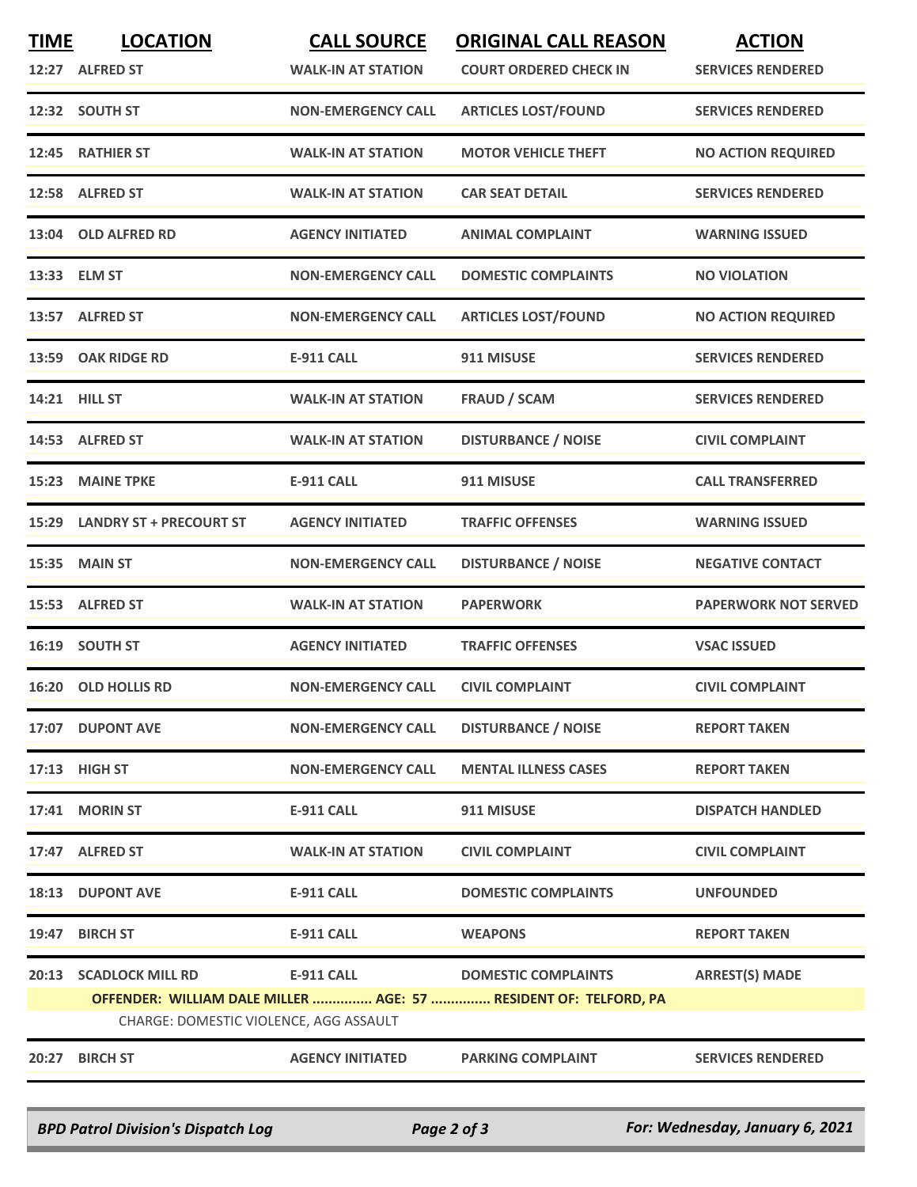| TIME | LOCATION | CALL SOURCE | ORIGINAL CALL REASON | ACTION |
|---|---|---|---|---|
| 12:27 | ALFRED ST | WALK-IN AT STATION | COURT ORDERED CHECK IN | SERVICES RENDERED |
| 12:32 | SOUTH ST | NON-EMERGENCY CALL | ARTICLES LOST/FOUND | SERVICES RENDERED |
| 12:45 | RATHIER ST | WALK-IN AT STATION | MOTOR VEHICLE THEFT | NO ACTION REQUIRED |
| 12:58 | ALFRED ST | WALK-IN AT STATION | CAR SEAT DETAIL | SERVICES RENDERED |
| 13:04 | OLD ALFRED RD | AGENCY INITIATED | ANIMAL COMPLAINT | WARNING ISSUED |
| 13:33 | ELM ST | NON-EMERGENCY CALL | DOMESTIC COMPLAINTS | NO VIOLATION |
| 13:57 | ALFRED ST | NON-EMERGENCY CALL | ARTICLES LOST/FOUND | NO ACTION REQUIRED |
| 13:59 | OAK RIDGE RD | E-911 CALL | 911 MISUSE | SERVICES RENDERED |
| 14:21 | HILL ST | WALK-IN AT STATION | FRAUD / SCAM | SERVICES RENDERED |
| 14:53 | ALFRED ST | WALK-IN AT STATION | DISTURBANCE / NOISE | CIVIL COMPLAINT |
| 15:23 | MAINE TPKE | E-911 CALL | 911 MISUSE | CALL TRANSFERRED |
| 15:29 | LANDRY ST + PRECOURT ST | AGENCY INITIATED | TRAFFIC OFFENSES | WARNING ISSUED |
| 15:35 | MAIN ST | NON-EMERGENCY CALL | DISTURBANCE / NOISE | NEGATIVE CONTACT |
| 15:53 | ALFRED ST | WALK-IN AT STATION | PAPERWORK | PAPERWORK NOT SERVED |
| 16:19 | SOUTH ST | AGENCY INITIATED | TRAFFIC OFFENSES | VSAC ISSUED |
| 16:20 | OLD HOLLIS RD | NON-EMERGENCY CALL | CIVIL COMPLAINT | CIVIL COMPLAINT |
| 17:07 | DUPONT AVE | NON-EMERGENCY CALL | DISTURBANCE / NOISE | REPORT TAKEN |
| 17:13 | HIGH ST | NON-EMERGENCY CALL | MENTAL ILLNESS CASES | REPORT TAKEN |
| 17:41 | MORIN ST | E-911 CALL | 911 MISUSE | DISPATCH HANDLED |
| 17:47 | ALFRED ST | WALK-IN AT STATION | CIVIL COMPLAINT | CIVIL COMPLAINT |
| 18:13 | DUPONT AVE | E-911 CALL | DOMESTIC COMPLAINTS | UNFOUNDED |
| 19:47 | BIRCH ST | E-911 CALL | WEAPONS | REPORT TAKEN |
| 20:13 | SCADLOCK MILL RD | E-911 CALL | DOMESTIC COMPLAINTS | ARREST(S) MADE |
| | OFFENDER: WILLIAM DALE MILLER ............... AGE: 57 ............... RESIDENT OF: TELFORD, PA | | | |
| | CHARGE: DOMESTIC VIOLENCE, AGG ASSAULT | | | |
| 20:27 | BIRCH ST | AGENCY INITIATED | PARKING COMPLAINT | SERVICES RENDERED |

*BPD Patrol Division's Dispatch Log* — *For: Wednesday, January 6, 2021*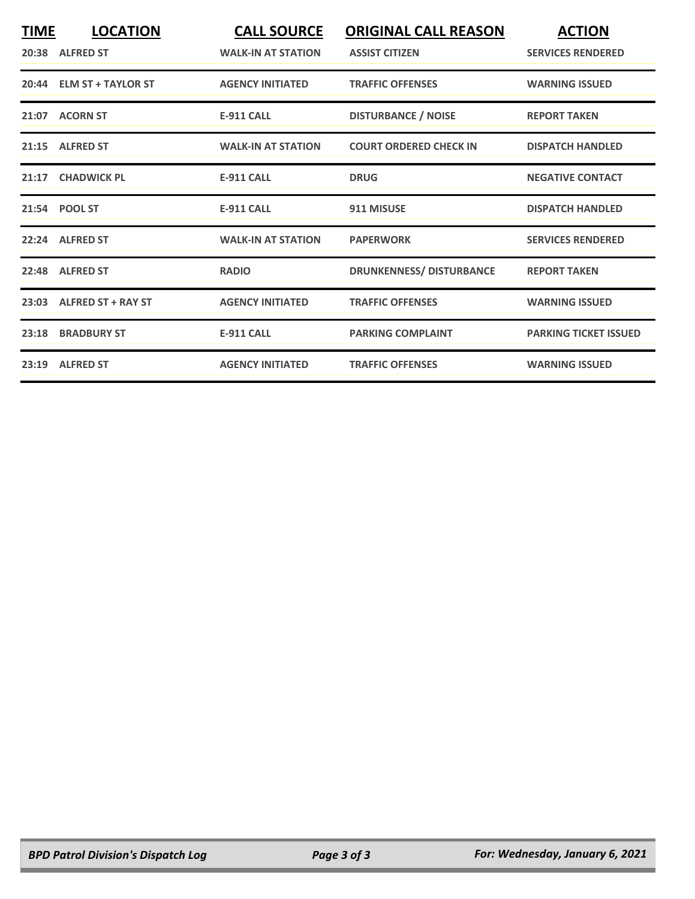| TIME | LOCATION | CALL SOURCE | ORIGINAL CALL REASON | ACTION |
| --- | --- | --- | --- | --- |
| 20:38 | ALFRED ST | WALK-IN AT STATION | ASSIST CITIZEN | SERVICES RENDERED |
| 20:44 | ELM ST + TAYLOR ST | AGENCY INITIATED | TRAFFIC OFFENSES | WARNING ISSUED |
| 21:07 | ACORN ST | E-911 CALL | DISTURBANCE / NOISE | REPORT TAKEN |
| 21:15 | ALFRED ST | WALK-IN AT STATION | COURT ORDERED CHECK IN | DISPATCH HANDLED |
| 21:17 | CHADWICK PL | E-911 CALL | DRUG | NEGATIVE CONTACT |
| 21:54 | POOL ST | E-911 CALL | 911 MISUSE | DISPATCH HANDLED |
| 22:24 | ALFRED ST | WALK-IN AT STATION | PAPERWORK | SERVICES RENDERED |
| 22:48 | ALFRED ST | RADIO | DRUNKENNESS/ DISTURBANCE | REPORT TAKEN |
| 23:03 | ALFRED ST + RAY ST | AGENCY INITIATED | TRAFFIC OFFENSES | WARNING ISSUED |
| 23:18 | BRADBURY ST | E-911 CALL | PARKING COMPLAINT | PARKING TICKET ISSUED |
| 23:19 | ALFRED ST | AGENCY INITIATED | TRAFFIC OFFENSES | WARNING ISSUED |